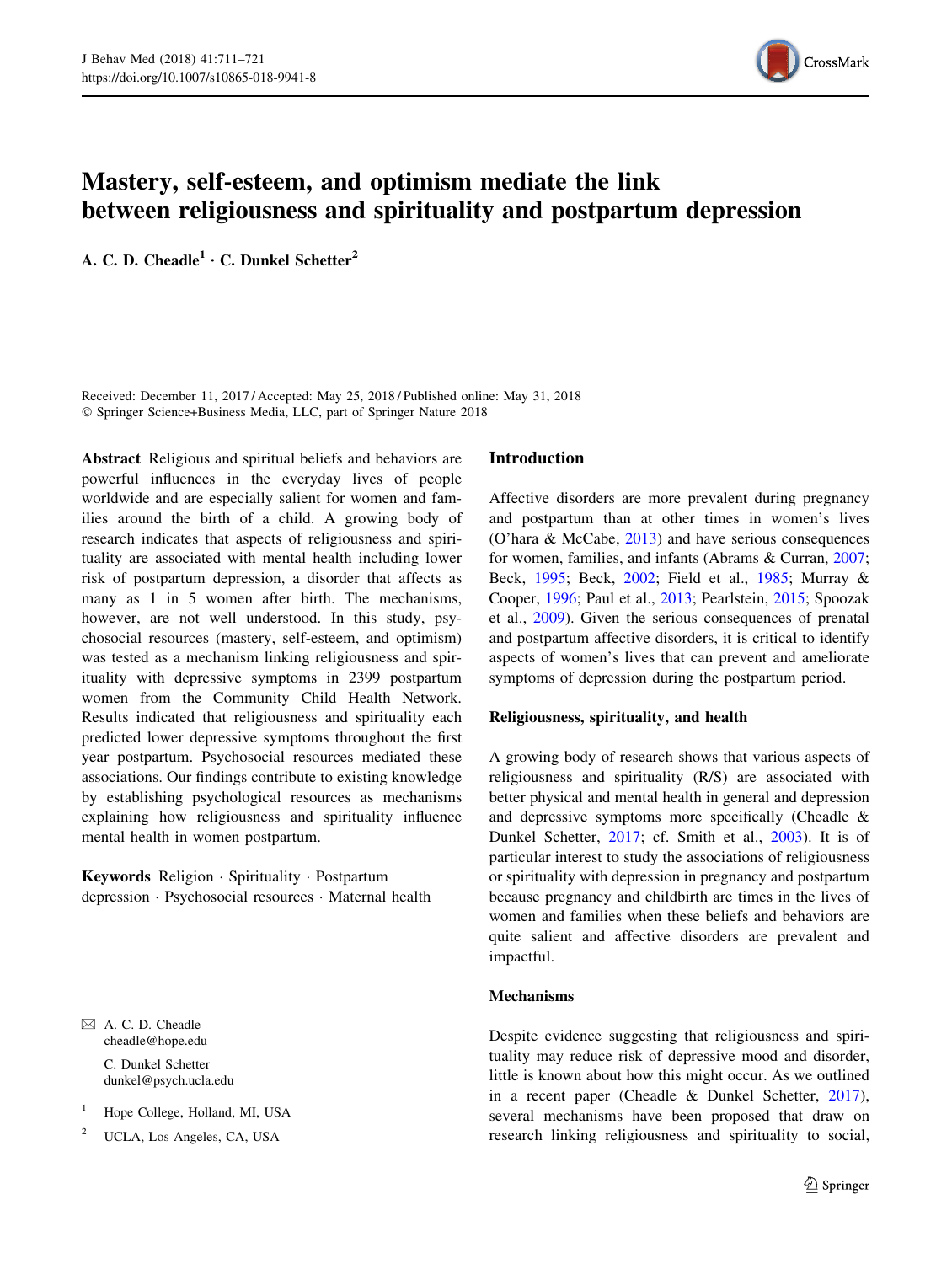# Mastery, self-esteem, and optimism mediate the link between religiousness and spirituality and postpartum depression

**A. C. D. Cheadle[1] · C. Dunkel Schetter[2]**

Received: December 11, 2017 / Accepted: May 25, 2018 / Published online: May 31, 2018
© Springer Science+Business Media, LLC, part of Springer Nature 2018

**Abstract** Religious and spiritual beliefs and behaviors are powerful influences in the everyday lives of people worldwide and are especially salient for women and families around the birth of a child. A growing body of research indicates that aspects of religiousness and spirituality are associated with mental health including lower risk of postpartum depression, a disorder that affects as many as 1 in 5 women after birth. The mechanisms, however, are not well understood. In this study, psychosocial resources (mastery, self-esteem, and optimism) was tested as a mechanism linking religiousness and spirituality with depressive symptoms in 2399 postpartum women from the Community Child Health Network. Results indicated that religiousness and spirituality each predicted lower depressive symptoms throughout the first year postpartum. Psychosocial resources mediated these associations. Our findings contribute to existing knowledge by establishing psychological resources as mechanisms explaining how religiousness and spirituality influence mental health in women postpartum.

**Keywords** Religion · Spirituality · Postpartum depression · Psychosocial resources · Maternal health

✉ A. C. D. Cheadle
cheadle@hope.edu

C. Dunkel Schetter
dunkel@psych.ucla.edu

[1] Hope College, Holland, MI, USA

[2] UCLA, Los Angeles, CA, USA

## Introduction

Affective disorders are more prevalent during pregnancy and postpartum than at other times in women's lives (O'hara & McCabe, 2013) and have serious consequences for women, families, and infants (Abrams & Curran, 2007; Beck, 1995; Beck, 2002; Field et al., 1985; Murray & Cooper, 1996; Paul et al., 2013; Pearlstein, 2015; Spoozak et al., 2009). Given the serious consequences of prenatal and postpartum affective disorders, it is critical to identify aspects of women's lives that can prevent and ameliorate symptoms of depression during the postpartum period.

### Religiousness, spirituality, and health

A growing body of research shows that various aspects of religiousness and spirituality (R/S) are associated with better physical and mental health in general and depression and depressive symptoms more specifically (Cheadle & Dunkel Schetter, 2017; cf. Smith et al., 2003). It is of particular interest to study the associations of religiousness or spirituality with depression in pregnancy and postpartum because pregnancy and childbirth are times in the lives of women and families when these beliefs and behaviors are quite salient and affective disorders are prevalent and impactful.

### Mechanisms

Despite evidence suggesting that religiousness and spirituality may reduce risk of depressive mood and disorder, little is known about how this might occur. As we outlined in a recent paper (Cheadle & Dunkel Schetter, 2017), several mechanisms have been proposed that draw on research linking religiousness and spirituality to social,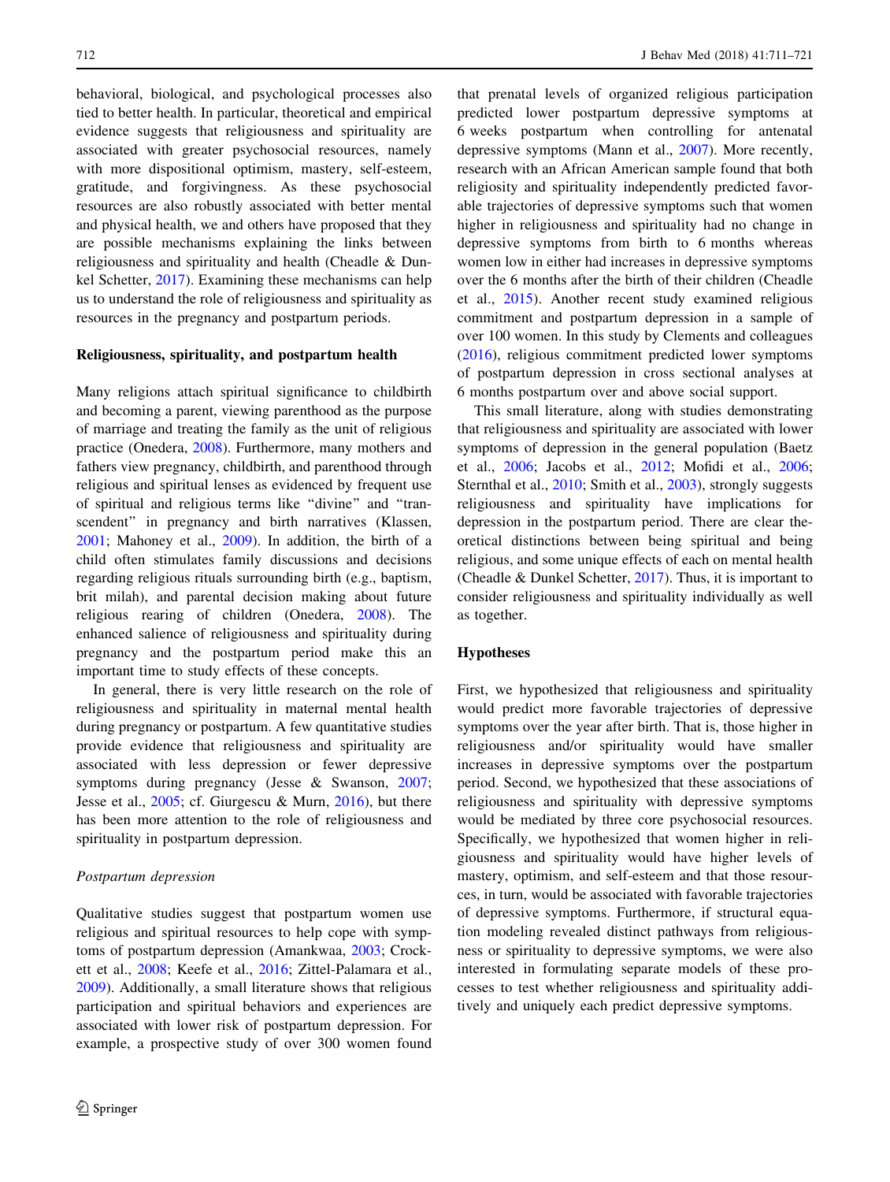behavioral, biological, and psychological processes also tied to better health. In particular, theoretical and empirical evidence suggests that religiousness and spirituality are associated with greater psychosocial resources, namely with more dispositional optimism, mastery, self-esteem, gratitude, and forgivingness. As these psychosocial resources are also robustly associated with better mental and physical health, we and others have proposed that they are possible mechanisms explaining the links between religiousness and spirituality and health (Cheadle & Dunkel Schetter, 2017). Examining these mechanisms can help us to understand the role of religiousness and spirituality as resources in the pregnancy and postpartum periods.

### Religiousness, spirituality, and postpartum health

Many religions attach spiritual significance to childbirth and becoming a parent, viewing parenthood as the purpose of marriage and treating the family as the unit of religious practice (Onedera, 2008). Furthermore, many mothers and fathers view pregnancy, childbirth, and parenthood through religious and spiritual lenses as evidenced by frequent use of spiritual and religious terms like "divine" and "transcendent" in pregnancy and birth narratives (Klassen, 2001; Mahoney et al., 2009). In addition, the birth of a child often stimulates family discussions and decisions regarding religious rituals surrounding birth (e.g., baptism, brit milah), and parental decision making about future religious rearing of children (Onedera, 2008). The enhanced salience of religiousness and spirituality during pregnancy and the postpartum period make this an important time to study effects of these concepts.

In general, there is very little research on the role of religiousness and spirituality in maternal mental health during pregnancy or postpartum. A few quantitative studies provide evidence that religiousness and spirituality are associated with less depression or fewer depressive symptoms during pregnancy (Jesse & Swanson, 2007; Jesse et al., 2005; cf. Giurgescu & Murn, 2016), but there has been more attention to the role of religiousness and spirituality in postpartum depression.

#### *Postpartum depression*

Qualitative studies suggest that postpartum women use religious and spiritual resources to help cope with symptoms of postpartum depression (Amankwaa, 2003; Crockett et al., 2008; Keefe et al., 2016; Zittel-Palamara et al., 2009). Additionally, a small literature shows that religious participation and spiritual behaviors and experiences are associated with lower risk of postpartum depression. For example, a prospective study of over 300 women found that prenatal levels of organized religious participation predicted lower postpartum depressive symptoms at 6 weeks postpartum when controlling for antenatal depressive symptoms (Mann et al., 2007). More recently, research with an African American sample found that both religiosity and spirituality independently predicted favorable trajectories of depressive symptoms such that women higher in religiousness and spirituality had no change in depressive symptoms from birth to 6 months whereas women low in either had increases in depressive symptoms over the 6 months after the birth of their children (Cheadle et al., 2015). Another recent study examined religious commitment and postpartum depression in a sample of over 100 women. In this study by Clements and colleagues (2016), religious commitment predicted lower symptoms of postpartum depression in cross sectional analyses at 6 months postpartum over and above social support.

This small literature, along with studies demonstrating that religiousness and spirituality are associated with lower symptoms of depression in the general population (Baetz et al., 2006; Jacobs et al., 2012; Mofidi et al., 2006; Sternthal et al., 2010; Smith et al., 2003), strongly suggests religiousness and spirituality have implications for depression in the postpartum period. There are clear theoretical distinctions between being spiritual and being religious, and some unique effects of each on mental health (Cheadle & Dunkel Schetter, 2017). Thus, it is important to consider religiousness and spirituality individually as well as together.

### Hypotheses

First, we hypothesized that religiousness and spirituality would predict more favorable trajectories of depressive symptoms over the year after birth. That is, those higher in religiousness and/or spirituality would have smaller increases in depressive symptoms over the postpartum period. Second, we hypothesized that these associations of religiousness and spirituality with depressive symptoms would be mediated by three core psychosocial resources. Specifically, we hypothesized that women higher in religiousness and spirituality would have higher levels of mastery, optimism, and self-esteem and that those resources, in turn, would be associated with favorable trajectories of depressive symptoms. Furthermore, if structural equation modeling revealed distinct pathways from religiousness or spirituality to depressive symptoms, we were also interested in formulating separate models of these processes to test whether religiousness and spirituality additively and uniquely each predict depressive symptoms.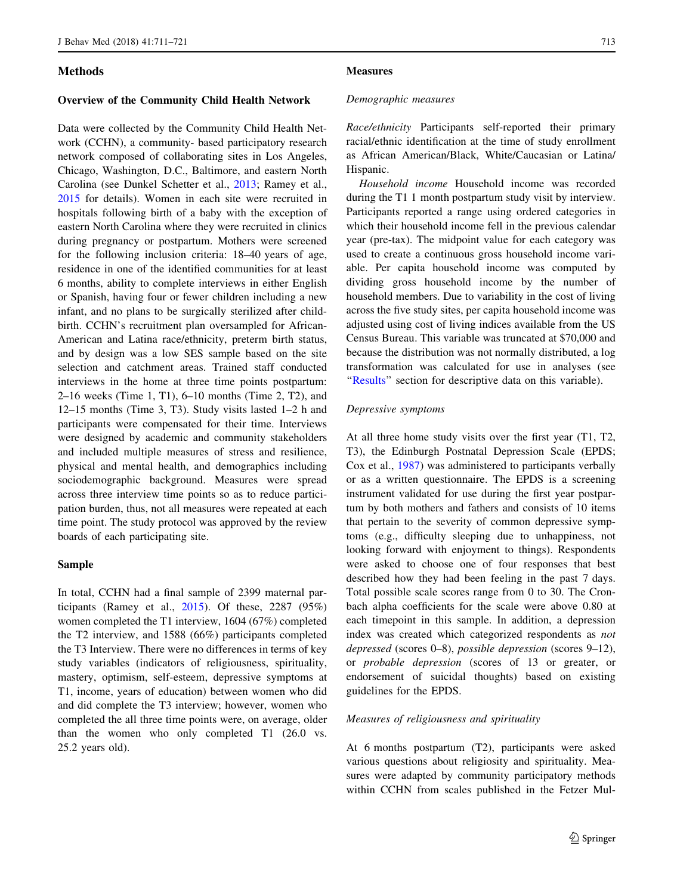## Methods

### Overview of the Community Child Health Network

Data were collected by the Community Child Health Network (CCHN), a community- based participatory research network composed of collaborating sites in Los Angeles, Chicago, Washington, D.C., Baltimore, and eastern North Carolina (see Dunkel Schetter et al., 2013; Ramey et al., 2015 for details). Women in each site were recruited in hospitals following birth of a baby with the exception of eastern North Carolina where they were recruited in clinics during pregnancy or postpartum. Mothers were screened for the following inclusion criteria: 18–40 years of age, residence in one of the identified communities for at least 6 months, ability to complete interviews in either English or Spanish, having four or fewer children including a new infant, and no plans to be surgically sterilized after childbirth. CCHN's recruitment plan oversampled for African-American and Latina race/ethnicity, preterm birth status, and by design was a low SES sample based on the site selection and catchment areas. Trained staff conducted interviews in the home at three time points postpartum: 2–16 weeks (Time 1, T1), 6–10 months (Time 2, T2), and 12–15 months (Time 3, T3). Study visits lasted 1–2 h and participants were compensated for their time. Interviews were designed by academic and community stakeholders and included multiple measures of stress and resilience, physical and mental health, and demographics including sociodemographic background. Measures were spread across three interview time points so as to reduce participation burden, thus, not all measures were repeated at each time point. The study protocol was approved by the review boards of each participating site.

### Sample

In total, CCHN had a final sample of 2399 maternal participants (Ramey et al., 2015). Of these, 2287 (95%) women completed the T1 interview, 1604 (67%) completed the T2 interview, and 1588 (66%) participants completed the T3 Interview. There were no differences in terms of key study variables (indicators of religiousness, spirituality, mastery, optimism, self-esteem, depressive symptoms at T1, income, years of education) between women who did and did complete the T3 interview; however, women who completed the all three time points were, on average, older than the women who only completed T1 (26.0 vs. 25.2 years old).

### Measures

#### *Demographic measures*

*Race/ethnicity* Participants self-reported their primary racial/ethnic identification at the time of study enrollment as African American/Black, White/Caucasian or Latina/Hispanic.

*Household income* Household income was recorded during the T1 1 month postpartum study visit by interview. Participants reported a range using ordered categories in which their household income fell in the previous calendar year (pre-tax). The midpoint value for each category was used to create a continuous gross household income variable. Per capita household income was computed by dividing gross household income by the number of household members. Due to variability in the cost of living across the five study sites, per capita household income was adjusted using cost of living indices available from the US Census Bureau. This variable was truncated at $70,000 and because the distribution was not normally distributed, a log transformation was calculated for use in analyses (see "Results" section for descriptive data on this variable).

#### *Depressive symptoms*

At all three home study visits over the first year (T1, T2, T3), the Edinburgh Postnatal Depression Scale (EPDS; Cox et al., 1987) was administered to participants verbally or as a written questionnaire. The EPDS is a screening instrument validated for use during the first year postpartum by both mothers and fathers and consists of 10 items that pertain to the severity of common depressive symptoms (e.g., difficulty sleeping due to unhappiness, not looking forward with enjoyment to things). Respondents were asked to choose one of four responses that best described how they had been feeling in the past 7 days. Total possible scale scores range from 0 to 30. The Cronbach alpha coefficients for the scale were above 0.80 at each timepoint in this sample. In addition, a depression index was created which categorized respondents as *not depressed* (scores 0–8), *possible depression* (scores 9–12), or *probable depression* (scores of 13 or greater, or endorsement of suicidal thoughts) based on existing guidelines for the EPDS.

#### *Measures of religiousness and spirituality*

At 6 months postpartum (T2), participants were asked various questions about religiosity and spirituality. Measures were adapted by community participatory methods within CCHN from scales published in the Fetzer Mul-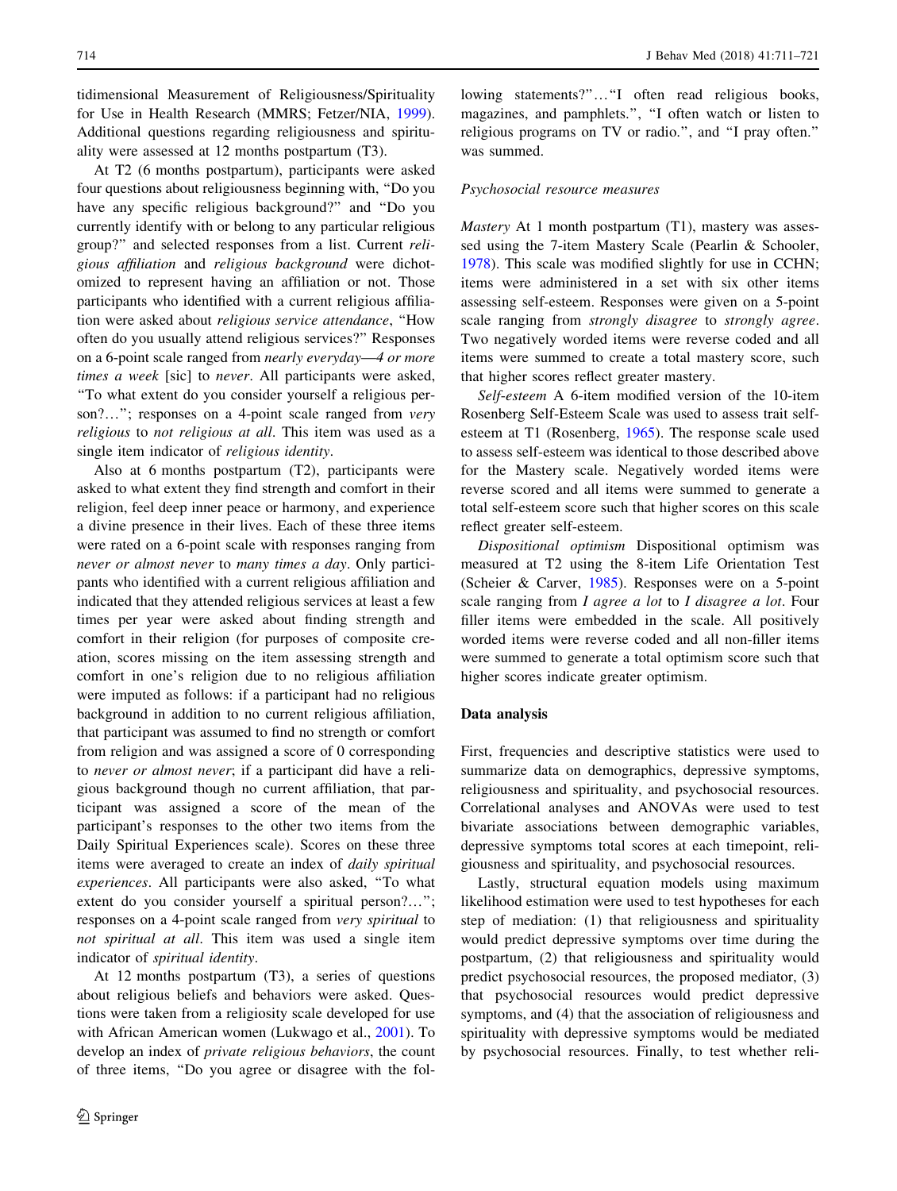tidimensional Measurement of Religiousness/Spirituality for Use in Health Research (MMRS; Fetzer/NIA, 1999). Additional questions regarding religiousness and spirituality were assessed at 12 months postpartum (T3).

At T2 (6 months postpartum), participants were asked four questions about religiousness beginning with, "Do you have any specific religious background?" and "Do you currently identify with or belong to any particular religious group?" and selected responses from a list. Current *religious affiliation* and *religious background* were dichotomized to represent having an affiliation or not. Those participants who identified with a current religious affiliation were asked about *religious service attendance*, "How often do you usually attend religious services?" Responses on a 6-point scale ranged from *nearly everyday—4 or more times a week* [sic] to *never*. All participants were asked, "To what extent do you consider yourself a religious person?…"; responses on a 4-point scale ranged from *very religious* to *not religious at all*. This item was used as a single item indicator of *religious identity*.

Also at 6 months postpartum (T2), participants were asked to what extent they find strength and comfort in their religion, feel deep inner peace or harmony, and experience a divine presence in their lives. Each of these three items were rated on a 6-point scale with responses ranging from *never or almost never* to *many times a day*. Only participants who identified with a current religious affiliation and indicated that they attended religious services at least a few times per year were asked about finding strength and comfort in their religion (for purposes of composite creation, scores missing on the item assessing strength and comfort in one's religion due to no religious affiliation were imputed as follows: if a participant had no religious background in addition to no current religious affiliation, that participant was assumed to find no strength or comfort from religion and was assigned a score of 0 corresponding to *never or almost never*; if a participant did have a religious background though no current affiliation, that participant was assigned a score of the mean of the participant's responses to the other two items from the Daily Spiritual Experiences scale). Scores on these three items were averaged to create an index of *daily spiritual experiences*. All participants were also asked, "To what extent do you consider yourself a spiritual person?…"; responses on a 4-point scale ranged from *very spiritual* to *not spiritual at all*. This item was used a single item indicator of *spiritual identity*.

At 12 months postpartum (T3), a series of questions about religious beliefs and behaviors were asked. Questions were taken from a religiosity scale developed for use with African American women (Lukwago et al., 2001). To develop an index of *private religious behaviors*, the count of three items, "Do you agree or disagree with the following statements?"…"I often read religious books, magazines, and pamphlets.", "I often watch or listen to religious programs on TV or radio.", and "I pray often." was summed.

#### Psychosocial resource measures

*Mastery* At 1 month postpartum (T1), mastery was assessed using the 7-item Mastery Scale (Pearlin & Schooler, 1978). This scale was modified slightly for use in CCHN; items were administered in a set with six other items assessing self-esteem. Responses were given on a 5-point scale ranging from *strongly disagree* to *strongly agree*. Two negatively worded items were reverse coded and all items were summed to create a total mastery score, such that higher scores reflect greater mastery.

*Self-esteem* A 6-item modified version of the 10-item Rosenberg Self-Esteem Scale was used to assess trait self-esteem at T1 (Rosenberg, 1965). The response scale used to assess self-esteem was identical to those described above for the Mastery scale. Negatively worded items were reverse scored and all items were summed to generate a total self-esteem score such that higher scores on this scale reflect greater self-esteem.

*Dispositional optimism* Dispositional optimism was measured at T2 using the 8-item Life Orientation Test (Scheier & Carver, 1985). Responses were on a 5-point scale ranging from *I agree a lot* to *I disagree a lot*. Four filler items were embedded in the scale. All positively worded items were reverse coded and all non-filler items were summed to generate a total optimism score such that higher scores indicate greater optimism.

### Data analysis

First, frequencies and descriptive statistics were used to summarize data on demographics, depressive symptoms, religiousness and spirituality, and psychosocial resources. Correlational analyses and ANOVAs were used to test bivariate associations between demographic variables, depressive symptoms total scores at each timepoint, religiousness and spirituality, and psychosocial resources.

Lastly, structural equation models using maximum likelihood estimation were used to test hypotheses for each step of mediation: (1) that religiousness and spirituality would predict depressive symptoms over time during the postpartum, (2) that religiousness and spirituality would predict psychosocial resources, the proposed mediator, (3) that psychosocial resources would predict depressive symptoms, and (4) that the association of religiousness and spirituality with depressive symptoms would be mediated by psychosocial resources. Finally, to test whether reli-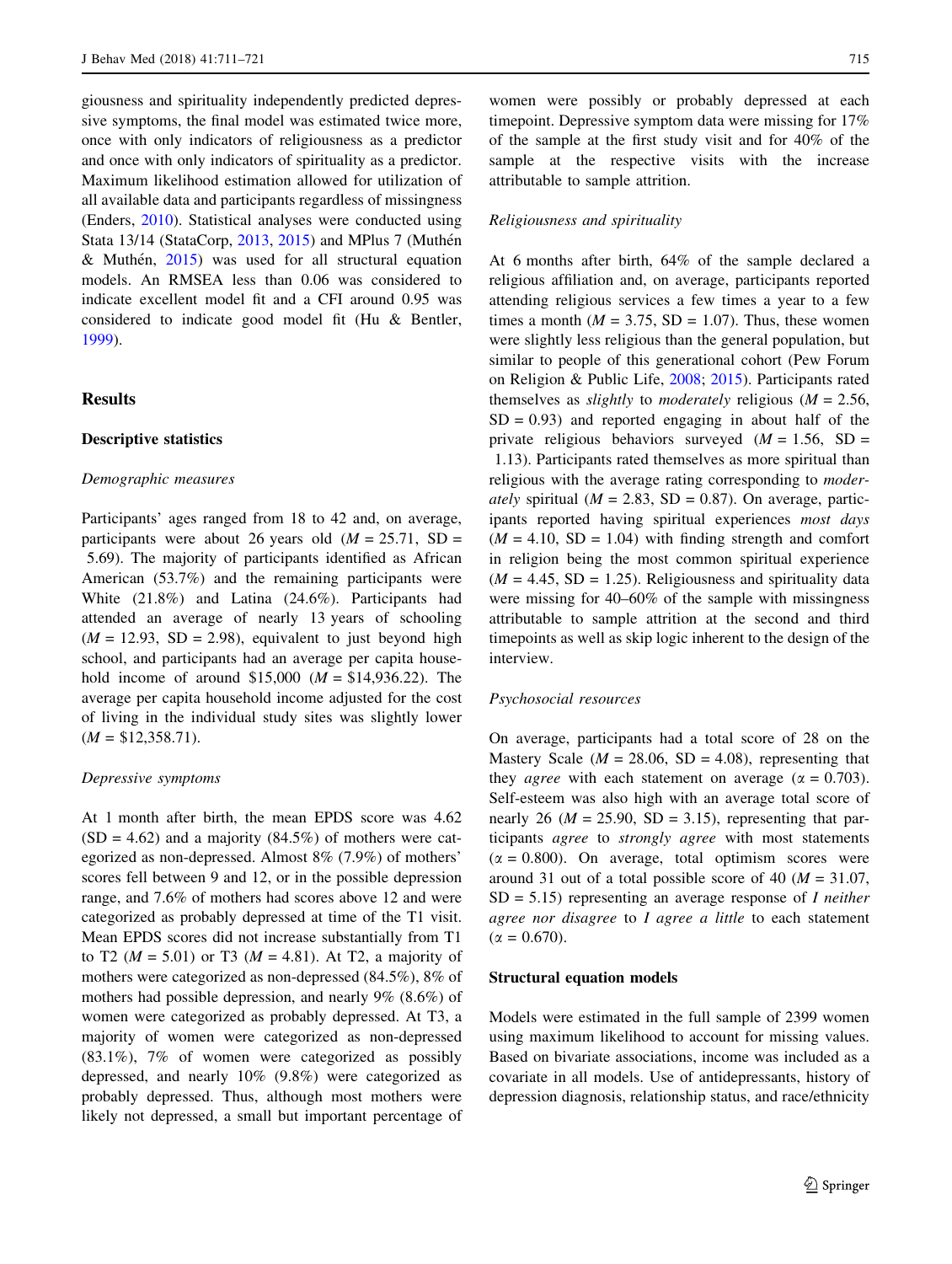giousness and spirituality independently predicted depressive symptoms, the final model was estimated twice more, once with only indicators of religiousness as a predictor and once with only indicators of spirituality as a predictor. Maximum likelihood estimation allowed for utilization of all available data and participants regardless of missingness (Enders, 2010). Statistical analyses were conducted using Stata 13/14 (StataCorp, 2013, 2015) and MPlus 7 (Muthén & Muthén, 2015) was used for all structural equation models. An RMSEA less than 0.06 was considered to indicate excellent model fit and a CFI around 0.95 was considered to indicate good model fit (Hu & Bentler, 1999).

## Results

### Descriptive statistics

*Demographic measures*

Participants' ages ranged from 18 to 42 and, on average, participants were about 26 years old ($M = 25.71$, $SD = 5.69$). The majority of participants identified as African American (53.7%) and the remaining participants were White (21.8%) and Latina (24.6%). Participants had attended an average of nearly 13 years of schooling ($M = 12.93$, $SD = 2.98$), equivalent to just beyond high school, and participants had an average per capita household income of around \$15,000 ($M = \$14,936.22$). The average per capita household income adjusted for the cost of living in the individual study sites was slightly lower ($M = \$12,358.71$).

*Depressive symptoms*

At 1 month after birth, the mean EPDS score was 4.62 ($SD = 4.62$) and a majority (84.5%) of mothers were categorized as non-depressed. Almost 8% (7.9%) of mothers' scores fell between 9 and 12, or in the possible depression range, and 7.6% of mothers had scores above 12 and were categorized as probably depressed at time of the T1 visit. Mean EPDS scores did not increase substantially from T1 to T2 ($M = 5.01$) or T3 ($M = 4.81$). At T2, a majority of mothers were categorized as non-depressed (84.5%), 8% of mothers had possible depression, and nearly 9% (8.6%) of women were categorized as probably depressed. At T3, a majority of women were categorized as non-depressed (83.1%), 7% of women were categorized as possibly depressed, and nearly 10% (9.8%) were categorized as probably depressed. Thus, although most mothers were likely not depressed, a small but important percentage of women were possibly or probably depressed at each timepoint. Depressive symptom data were missing for 17% of the sample at the first study visit and for 40% of the sample at the respective visits with the increase attributable to sample attrition.

*Religiousness and spirituality*

At 6 months after birth, 64% of the sample declared a religious affiliation and, on average, participants reported attending religious services a few times a year to a few times a month ($M = 3.75$, $SD = 1.07$). Thus, these women were slightly less religious than the general population, but similar to people of this generational cohort (Pew Forum on Religion & Public Life, 2008; 2015). Participants rated themselves as *slightly* to *moderately* religious ($M = 2.56$, $SD = 0.93$) and reported engaging in about half of the private religious behaviors surveyed ($M = 1.56$, $SD = 1.13$). Participants rated themselves as more spiritual than religious with the average rating corresponding to *moderately* spiritual ($M = 2.83$, $SD = 0.87$). On average, participants reported having spiritual experiences *most days* ($M = 4.10$, $SD = 1.04$) with finding strength and comfort in religion being the most common spiritual experience ($M = 4.45$, $SD = 1.25$). Religiousness and spirituality data were missing for 40–60% of the sample with missingness attributable to sample attrition at the second and third timepoints as well as skip logic inherent to the design of the interview.

*Psychosocial resources*

On average, participants had a total score of 28 on the Mastery Scale ($M = 28.06$, $SD = 4.08$), representing that they *agree* with each statement on average ($\alpha = 0.703$). Self-esteem was also high with an average total score of nearly 26 ($M = 25.90$, $SD = 3.15$), representing that participants *agree* to *strongly agree* with most statements ($\alpha = 0.800$). On average, total optimism scores were around 31 out of a total possible score of 40 ($M = 31.07$, $SD = 5.15$) representing an average response of *I neither agree nor disagree* to *I agree a little* to each statement ($\alpha = 0.670$).

### Structural equation models

Models were estimated in the full sample of 2399 women using maximum likelihood to account for missing values. Based on bivariate associations, income was included as a covariate in all models. Use of antidepressants, history of depression diagnosis, relationship status, and race/ethnicity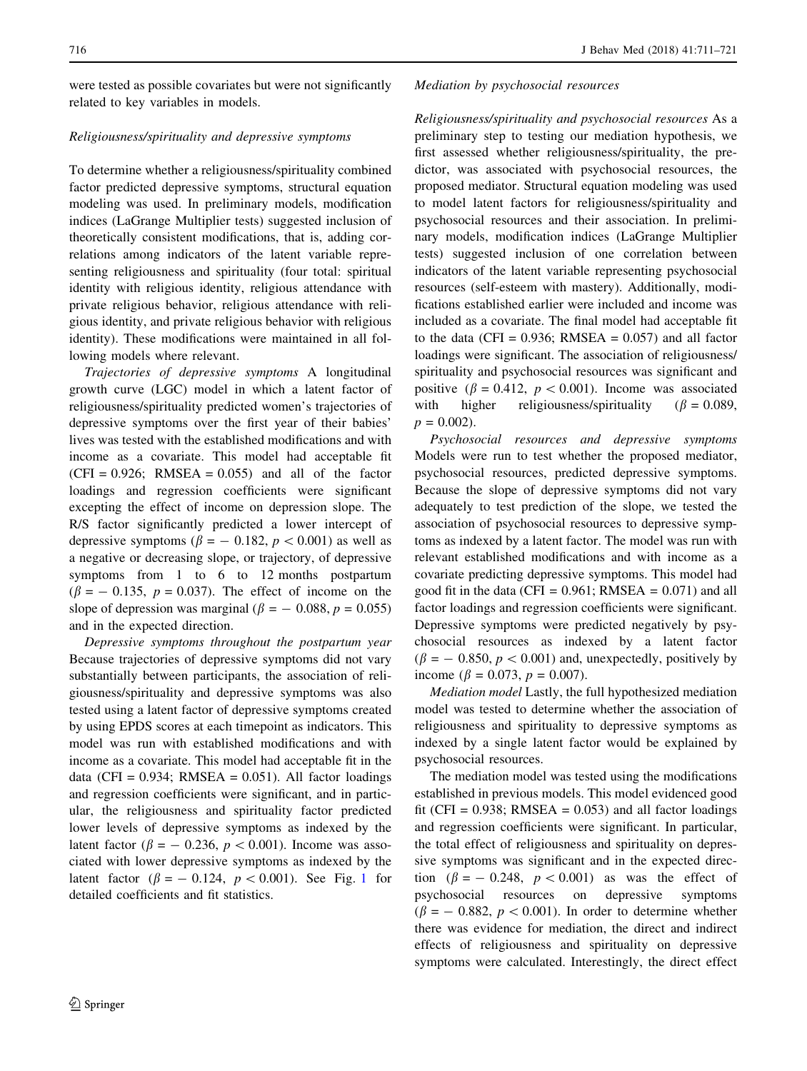were tested as possible covariates but were not significantly related to key variables in models.

### Religiousness/spirituality and depressive symptoms

To determine whether a religiousness/spirituality combined factor predicted depressive symptoms, structural equation modeling was used. In preliminary models, modification indices (LaGrange Multiplier tests) suggested inclusion of theoretically consistent modifications, that is, adding correlations among indicators of the latent variable representing religiousness and spirituality (four total: spiritual identity with religious identity, religious attendance with private religious behavior, religious attendance with religious identity, and private religious behavior with religious identity). These modifications were maintained in all following models where relevant.

*Trajectories of depressive symptoms* A longitudinal growth curve (LGC) model in which a latent factor of religiousness/spirituality predicted women's trajectories of depressive symptoms over the first year of their babies' lives was tested with the established modifications and with income as a covariate. This model had acceptable fit (CFI = 0.926; RMSEA = 0.055) and all of the factor loadings and regression coefficients were significant excepting the effect of income on depression slope. The R/S factor significantly predicted a lower intercept of depressive symptoms ($\beta = -0.182$, $p < 0.001$) as well as a negative or decreasing slope, or trajectory, of depressive symptoms from 1 to 6 to 12 months postpartum ($\beta = -0.135$, $p = 0.037$). The effect of income on the slope of depression was marginal ($\beta = -0.088$, $p = 0.055$) and in the expected direction.

*Depressive symptoms throughout the postpartum year* Because trajectories of depressive symptoms did not vary substantially between participants, the association of religiousness/spirituality and depressive symptoms was also tested using a latent factor of depressive symptoms created by using EPDS scores at each timepoint as indicators. This model was run with established modifications and with income as a covariate. This model had acceptable fit in the data (CFI = 0.934; RMSEA = 0.051). All factor loadings and regression coefficients were significant, and in particular, the religiousness and spirituality factor predicted lower levels of depressive symptoms as indexed by the latent factor ($\beta = -0.236$, $p < 0.001$). Income was associated with lower depressive symptoms as indexed by the latent factor ($\beta = -0.124$, $p < 0.001$). See Fig. 1 for detailed coefficients and fit statistics.

### Mediation by psychosocial resources

*Religiousness/spirituality and psychosocial resources* As a preliminary step to testing our mediation hypothesis, we first assessed whether religiousness/spirituality, the predictor, was associated with psychosocial resources, the proposed mediator. Structural equation modeling was used to model latent factors for religiousness/spirituality and psychosocial resources and their association. In preliminary models, modification indices (LaGrange Multiplier tests) suggested inclusion of one correlation between indicators of the latent variable representing psychosocial resources (self-esteem with mastery). Additionally, modifications established earlier were included and income was included as a covariate. The final model had acceptable fit to the data (CFI = 0.936; RMSEA = 0.057) and all factor loadings were significant. The association of religiousness/spirituality and psychosocial resources was significant and positive ($\beta = 0.412$, $p < 0.001$). Income was associated with higher religiousness/spirituality ($\beta = 0.089$, $p = 0.002$).

*Psychosocial resources and depressive symptoms* Models were run to test whether the proposed mediator, psychosocial resources, predicted depressive symptoms. Because the slope of depressive symptoms did not vary adequately to test prediction of the slope, we tested the association of psychosocial resources to depressive symptoms as indexed by a latent factor. The model was run with relevant established modifications and with income as a covariate predicting depressive symptoms. This model had good fit in the data (CFI = 0.961; RMSEA = 0.071) and all factor loadings and regression coefficients were significant. Depressive symptoms were predicted negatively by psychosocial resources as indexed by a latent factor ($\beta = -0.850$, $p < 0.001$) and, unexpectedly, positively by income ($\beta = 0.073$, $p = 0.007$).

*Mediation model* Lastly, the full hypothesized mediation model was tested to determine whether the association of religiousness and spirituality to depressive symptoms as indexed by a single latent factor would be explained by psychosocial resources.

The mediation model was tested using the modifications established in previous models. This model evidenced good fit (CFI = 0.938; RMSEA = 0.053) and all factor loadings and regression coefficients were significant. In particular, the total effect of religiousness and spirituality on depressive symptoms was significant and in the expected direction ($\beta = -0.248$, $p < 0.001$) as was the effect of psychosocial resources on depressive symptoms ($\beta = -0.882$, $p < 0.001$). In order to determine whether there was evidence for mediation, the direct and indirect effects of religiousness and spirituality on depressive symptoms were calculated. Interestingly, the direct effect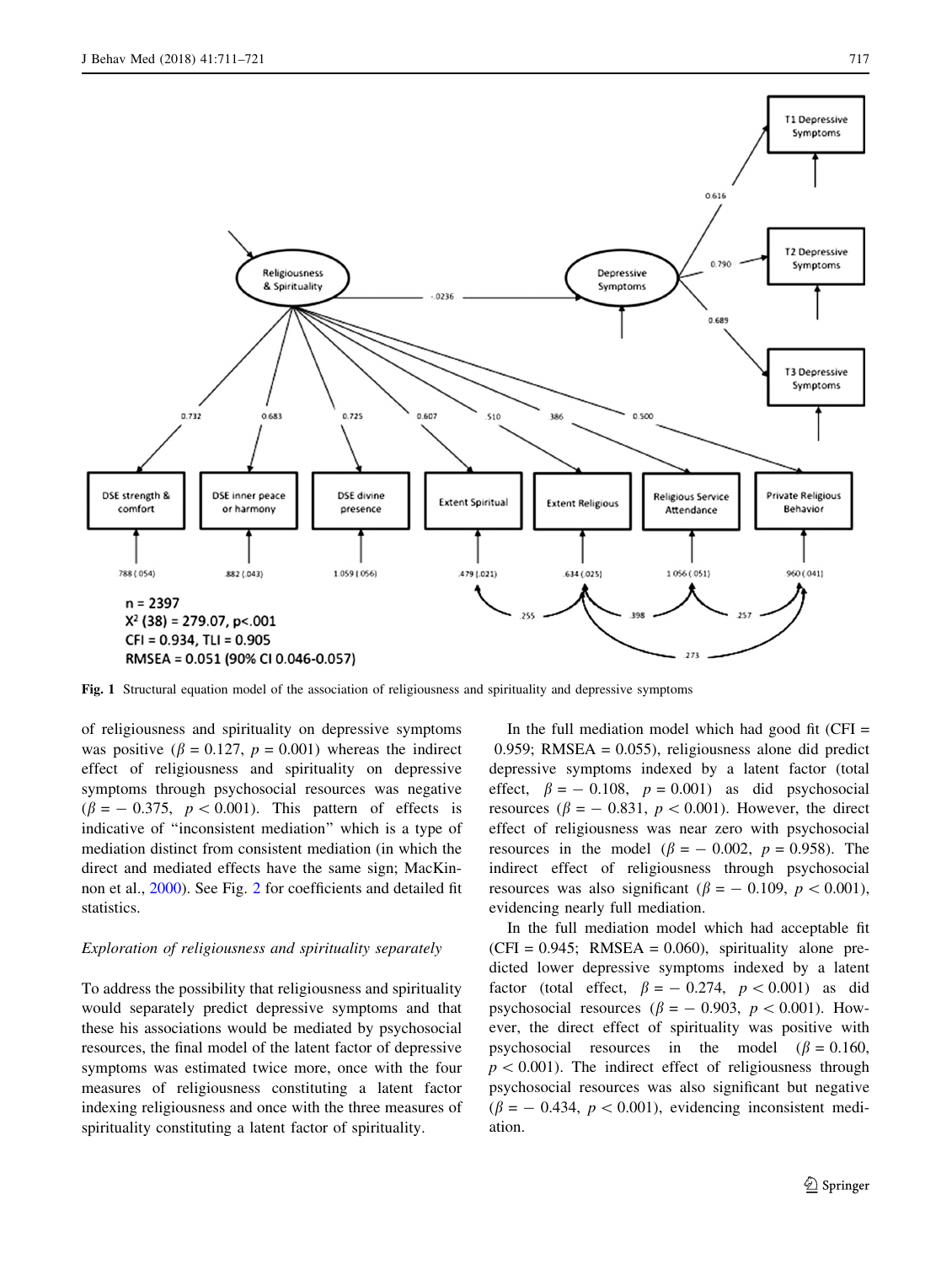Fig. 1 Structural equation model of the association of religiousness and spirituality and depressive symptoms

of religiousness and spirituality on depressive symptoms was positive ($\beta = 0.127$, $p = 0.001$) whereas the indirect effect of religiousness and spirituality on depressive symptoms through psychosocial resources was negative ($\beta = -0.375$, $p < 0.001$). This pattern of effects is indicative of "inconsistent mediation" which is a type of mediation distinct from consistent mediation (in which the direct and mediated effects have the same sign; MacKinnon et al., 2000). See Fig. 2 for coefficients and detailed fit statistics.

*Exploration of religiousness and spirituality separately*

To address the possibility that religiousness and spirituality would separately predict depressive symptoms and that these his associations would be mediated by psychosocial resources, the final model of the latent factor of depressive symptoms was estimated twice more, once with the four measures of religiousness constituting a latent factor indexing religiousness and once with the three measures of spirituality constituting a latent factor of spirituality.

In the full mediation model which had good fit (CFI = 0.959; RMSEA = 0.055), religiousness alone did predict depressive symptoms indexed by a latent factor (total effect, $\beta = -0.108$, $p = 0.001$) as did psychosocial resources ($\beta = -0.831$, $p < 0.001$). However, the direct effect of religiousness was near zero with psychosocial resources in the model ($\beta = -0.002$, $p = 0.958$). The indirect effect of religiousness through psychosocial resources was also significant ($\beta = -0.109$, $p < 0.001$), evidencing nearly full mediation.

In the full mediation model which had acceptable fit (CFI = 0.945; RMSEA = 0.060), spirituality alone predicted lower depressive symptoms indexed by a latent factor (total effect, $\beta = -0.274$, $p < 0.001$) as did psychosocial resources ($\beta = -0.903$, $p < 0.001$). However, the direct effect of spirituality was positive with psychosocial resources in the model ($\beta = 0.160$, $p < 0.001$). The indirect effect of religiousness through psychosocial resources was also significant but negative ($\beta = -0.434$, $p < 0.001$), evidencing inconsistent mediation.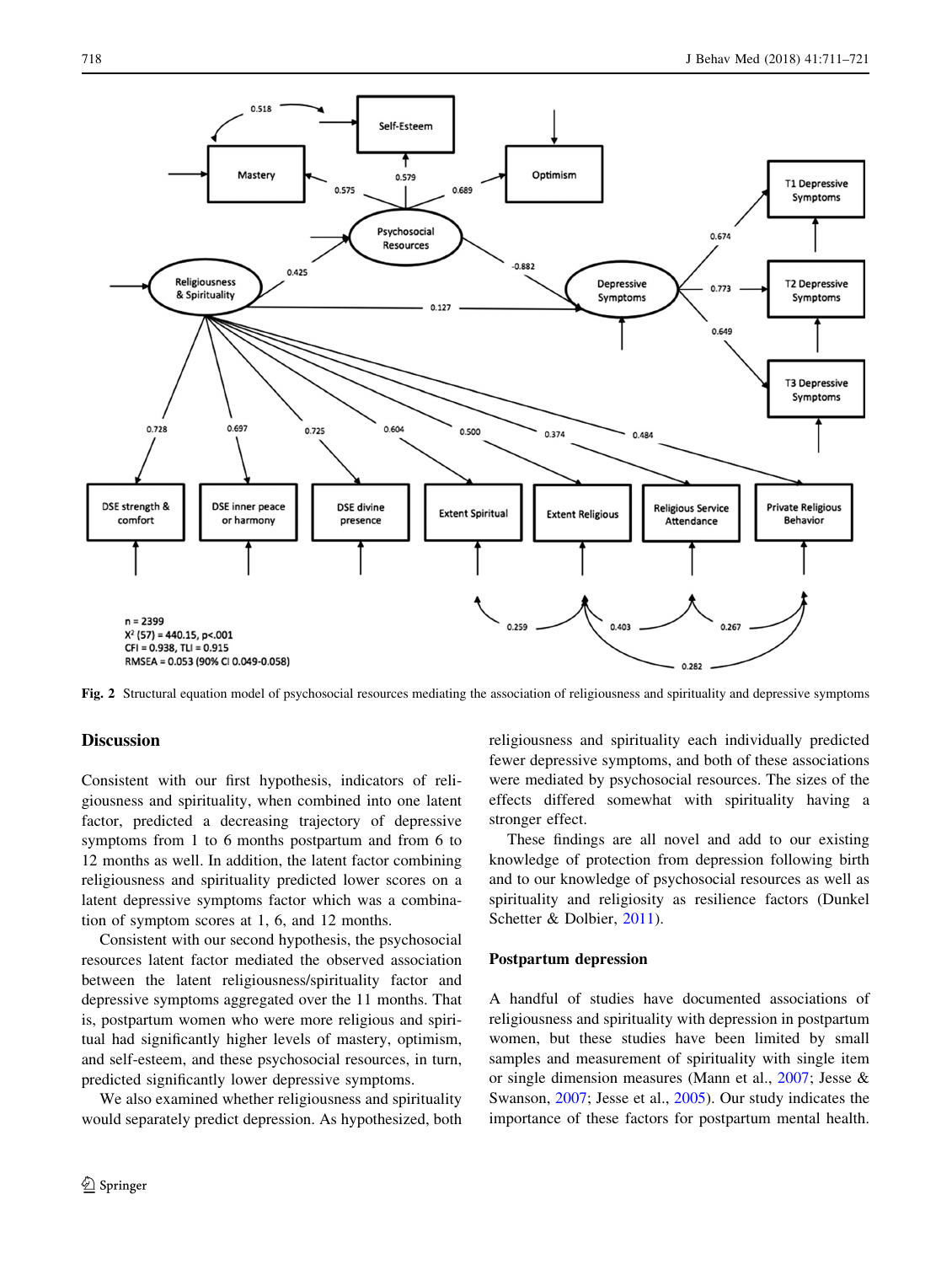Fig. 2 Structural equation model of psychosocial resources mediating the association of religiousness and spirituality and depressive symptoms

## Discussion

Consistent with our first hypothesis, indicators of religiousness and spirituality, when combined into one latent factor, predicted a decreasing trajectory of depressive symptoms from 1 to 6 months postpartum and from 6 to 12 months as well. In addition, the latent factor combining religiousness and spirituality predicted lower scores on a latent depressive symptoms factor which was a combination of symptom scores at 1, 6, and 12 months.

Consistent with our second hypothesis, the psychosocial resources latent factor mediated the observed association between the latent religiousness/spirituality factor and depressive symptoms aggregated over the 11 months. That is, postpartum women who were more religious and spiritual had significantly higher levels of mastery, optimism, and self-esteem, and these psychosocial resources, in turn, predicted significantly lower depressive symptoms.

We also examined whether religiousness and spirituality would separately predict depression. As hypothesized, both religiousness and spirituality each individually predicted fewer depressive symptoms, and both of these associations were mediated by psychosocial resources. The sizes of the effects differed somewhat with spirituality having a stronger effect.

These findings are all novel and add to our existing knowledge of protection from depression following birth and to our knowledge of psychosocial resources as well as spirituality and religiosity as resilience factors (Dunkel Schetter & Dolbier, 2011).

### Postpartum depression

A handful of studies have documented associations of religiousness and spirituality with depression in postpartum women, but these studies have been limited by small samples and measurement of spirituality with single item or single dimension measures (Mann et al., 2007; Jesse & Swanson, 2007; Jesse et al., 2005). Our study indicates the importance of these factors for postpartum mental health.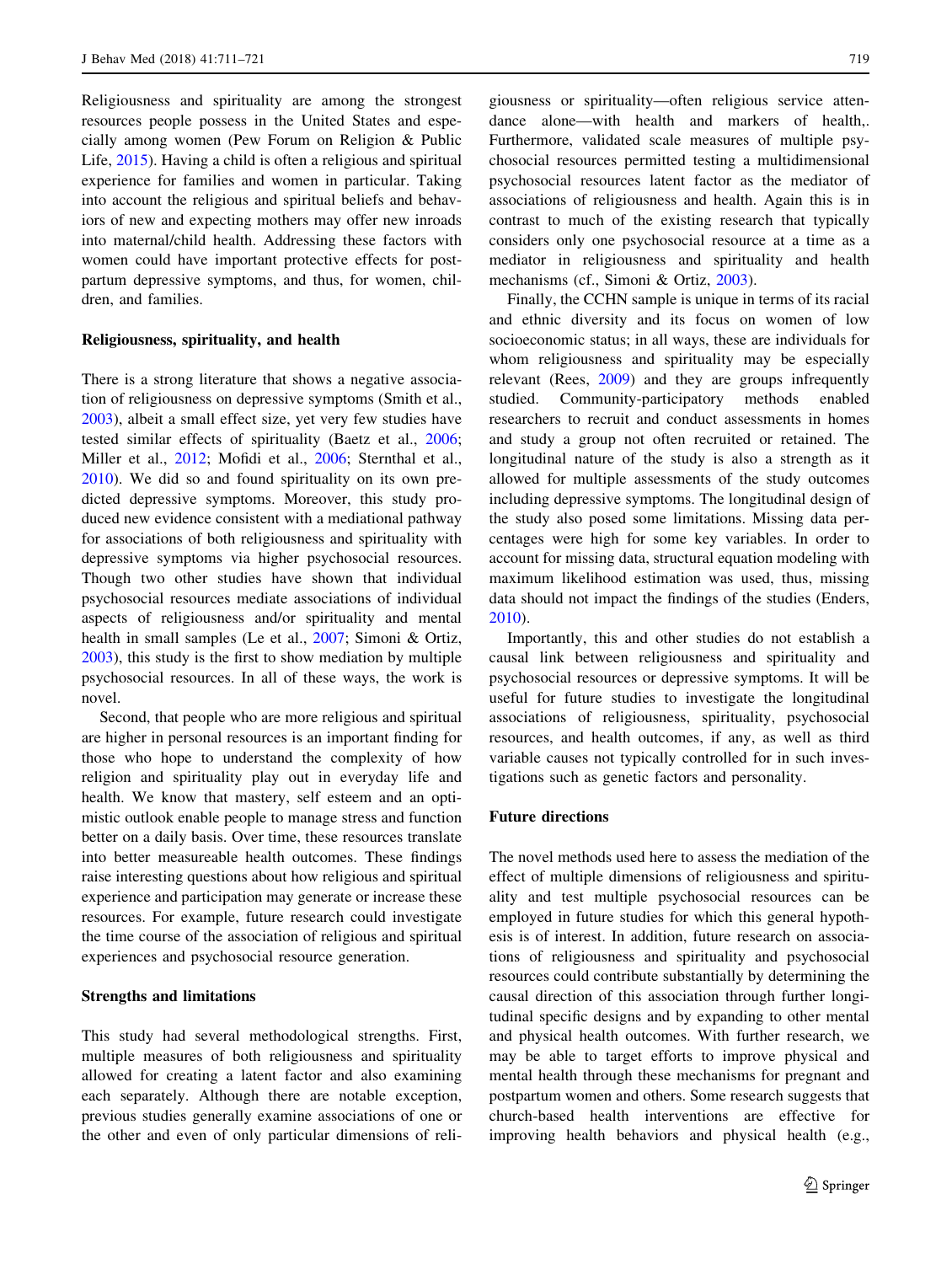Religiousness and spirituality are among the strongest resources people possess in the United States and especially among women (Pew Forum on Religion & Public Life, 2015). Having a child is often a religious and spiritual experience for families and women in particular. Taking into account the religious and spiritual beliefs and behaviors of new and expecting mothers may offer new inroads into maternal/child health. Addressing these factors with women could have important protective effects for postpartum depressive symptoms, and thus, for women, children, and families.

### Religiousness, spirituality, and health

There is a strong literature that shows a negative association of religiousness on depressive symptoms (Smith et al., 2003), albeit a small effect size, yet very few studies have tested similar effects of spirituality (Baetz et al., 2006; Miller et al., 2012; Mofidi et al., 2006; Sternthal et al., 2010). We did so and found spirituality on its own predicted depressive symptoms. Moreover, this study produced new evidence consistent with a mediational pathway for associations of both religiousness and spirituality with depressive symptoms via higher psychosocial resources. Though two other studies have shown that individual psychosocial resources mediate associations of individual aspects of religiousness and/or spirituality and mental health in small samples (Le et al., 2007; Simoni & Ortiz, 2003), this study is the first to show mediation by multiple psychosocial resources. In all of these ways, the work is novel.

Second, that people who are more religious and spiritual are higher in personal resources is an important finding for those who hope to understand the complexity of how religion and spirituality play out in everyday life and health. We know that mastery, self esteem and an optimistic outlook enable people to manage stress and function better on a daily basis. Over time, these resources translate into better measureable health outcomes. These findings raise interesting questions about how religious and spiritual experience and participation may generate or increase these resources. For example, future research could investigate the time course of the association of religious and spiritual experiences and psychosocial resource generation.

### Strengths and limitations

This study had several methodological strengths. First, multiple measures of both religiousness and spirituality allowed for creating a latent factor and also examining each separately. Although there are notable exception, previous studies generally examine associations of one or the other and even of only particular dimensions of religiousness or spirituality—often religious service attendance alone—with health and markers of health,. Furthermore, validated scale measures of multiple psychosocial resources permitted testing a multidimensional psychosocial resources latent factor as the mediator of associations of religiousness and health. Again this is in contrast to much of the existing research that typically considers only one psychosocial resource at a time as a mediator in religiousness and spirituality and health mechanisms (cf., Simoni & Ortiz, 2003).

Finally, the CCHN sample is unique in terms of its racial and ethnic diversity and its focus on women of low socioeconomic status; in all ways, these are individuals for whom religiousness and spirituality may be especially relevant (Rees, 2009) and they are groups infrequently studied. Community-participatory methods enabled researchers to recruit and conduct assessments in homes and study a group not often recruited or retained. The longitudinal nature of the study is also a strength as it allowed for multiple assessments of the study outcomes including depressive symptoms. The longitudinal design of the study also posed some limitations. Missing data percentages were high for some key variables. In order to account for missing data, structural equation modeling with maximum likelihood estimation was used, thus, missing data should not impact the findings of the studies (Enders, 2010).

Importantly, this and other studies do not establish a causal link between religiousness and spirituality and psychosocial resources or depressive symptoms. It will be useful for future studies to investigate the longitudinal associations of religiousness, spirituality, psychosocial resources, and health outcomes, if any, as well as third variable causes not typically controlled for in such investigations such as genetic factors and personality.

### Future directions

The novel methods used here to assess the mediation of the effect of multiple dimensions of religiousness and spirituality and test multiple psychosocial resources can be employed in future studies for which this general hypothesis is of interest. In addition, future research on associations of religiousness and spirituality and psychosocial resources could contribute substantially by determining the causal direction of this association through further longitudinal specific designs and by expanding to other mental and physical health outcomes. With further research, we may be able to target efforts to improve physical and mental health through these mechanisms for pregnant and postpartum women and others. Some research suggests that church-based health interventions are effective for improving health behaviors and physical health (e.g.,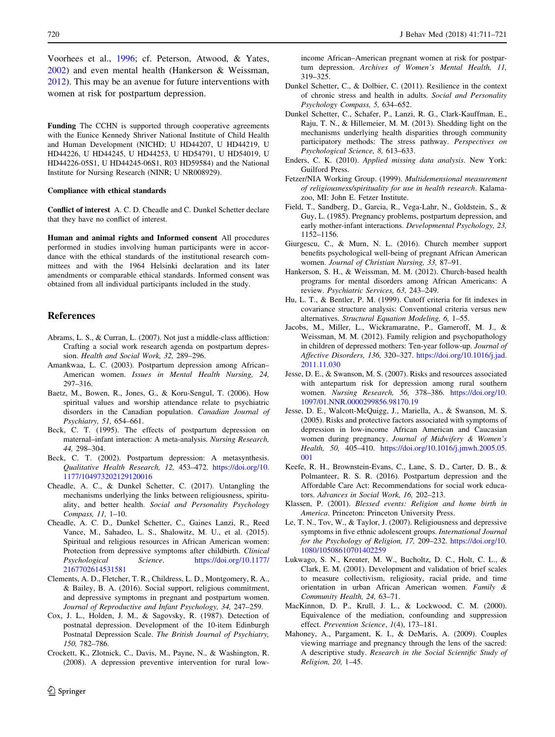Voorhees et al., 1996; cf. Peterson, Atwood, & Yates, 2002) and even mental health (Hankerson & Weissman, 2012). This may be an avenue for future interventions with women at risk for postpartum depression.

**Funding** The CCHN is supported through cooperative agreements with the Eunice Kennedy Shriver National Institute of Child Health and Human Development (NICHD; U HD44207, U HD44219, U HD44226, U HD44245, U HD44253, U HD54791, U HD54019, U HD44226-05S1, U HD44245-06S1, R03 HD59584) and the National Institute for Nursing Research (NINR; U NR008929).

**Compliance with ethical standards**

**Conflict of interest** A. C. D. Cheadle and C. Dunkel Schetter declare that they have no conflict of interest.

**Human and animal rights and Informed consent** All procedures performed in studies involving human participants were in accordance with the ethical standards of the institutional research committees and with the 1964 Helsinki declaration and its later amendments or comparable ethical standards. Informed consent was obtained from all individual participants included in the study.

## References

Abrams, L. S., & Curran, L. (2007). Not just a middle-class affliction: Crafting a social work research agenda on postpartum depression. *Health and Social Work, 32,* 289–296.

Amankwaa, L. C. (2003). Postpartum depression among African–American women. *Issues in Mental Health Nursing, 24,* 297–316.

Baetz, M., Bowen, R., Jones, G., & Koru-Sengul, T. (2006). How spiritual values and worship attendance relate to psychiatric disorders in the Canadian population. *Canadian Journal of Psychiatry, 51,* 654–661.

Beck, C. T. (1995). The effects of postpartum depression on maternal–infant interaction: A meta-analysis. *Nursing Research, 44,* 298–304.

Beck, C. T. (2002). Postpartum depression: A metasynthesis. *Qualitative Health Research, 12,* 453–472. https://doi.org/10.1177/104973202129120016

Cheadle, A. C., & Dunkel Schetter, C. (2017). Untangling the mechanisms underlying the links between religiousness, spirituality, and better health. *Social and Personality Psychology Compass, 11,* 1–10.

Cheadle, A. C. D., Dunkel Schetter, C., Gaines Lanzi, R., Reed Vance, M., Sahadeo, L. S., Shalowitz, M. U., et al. (2015). Spiritual and religious resources in African American women: Protection from depressive symptoms after childbirth. *Clinical Psychological Science*. https://doi.org/10.1177/2167702614531581

Clements, A. D., Fletcher, T. R., Childress, L. D., Montgomery, R. A., & Bailey, B. A. (2016). Social support, religious commitment, and depressive symptoms in pregnant and postpartum women. *Journal of Reproductive and Infant Psychology, 34,* 247–259.

Cox, J. L., Holden, J. M., & Sagovsky, R. (1987). Detection of postnatal depression. Development of the 10-item Edinburgh Postnatal Depression Scale. *The British Journal of Psychiatry, 150,* 782–786.

Crockett, K., Zlotnick, C., Davis, M., Payne, N., & Washington, R. (2008). A depression preventive intervention for rural low-income African–American pregnant women at risk for postpartum depression. *Archives of Women's Mental Health, 11,* 319–325.

Dunkel Schetter, C., & Dolbier, C. (2011). Resilience in the context of chronic stress and health in adults. *Social and Personality Psychology Compass, 5,* 634–652.

Dunkel Schetter, C., Schafer, P., Lanzi, R. G., Clark-Kauffman, E., Raju, T. N., & Hillemeier, M. M. (2013). Shedding light on the mechanisms underlying health disparities through community participatory methods: The stress pathway. *Perspectives on Psychological Science, 8,* 613–633.

Enders, C. K. (2010). *Applied missing data analysis*. New York: Guilford Press.

Fetzer/NIA Working Group. (1999). *Multidemensional measurement of religiousness/spirituality for use in health research*. Kalamazoo, MI: John E. Fetzer Institute.

Field, T., Sandberg, D., Garcia, R., Vega-Lahr, N., Goldstein, S., & Guy, L. (1985). Pregnancy problems, postpartum depression, and early mother-infant interactions. *Developmental Psychology, 23,* 1152–1156.

Giurgescu, C., & Murn, N. L. (2016). Church member support benefits psychological well-being of pregnant African American women. *Journal of Christian Nursing, 33,* 87–91.

Hankerson, S. H., & Weissman, M. M. (2012). Church-based health programs for mental disorders among African Americans: A review. *Psychiatric Services, 63,* 243–249.

Hu, L. T., & Bentler, P. M. (1999). Cutoff criteria for fit indexes in covariance structure analysis: Conventional criteria versus new alternatives. *Structural Equation Modeling, 6,* 1–55.

Jacobs, M., Miller, L., Wickramaratne, P., Gameroff, M. J., & Weissman, M. M. (2012). Family religion and psychopathology in children of depressed mothers: Ten-year follow-up. *Journal of Affective Disorders, 136,* 320–327. https://doi.org/10.1016/j.jad.2011.11.030

Jesse, D. E., & Swanson, M. S. (2007). Risks and resources associated with antepartum risk for depression among rural southern women. *Nursing Research, 56,* 378–386. https://doi.org/10.1097/01.NNR.0000299856.98170.19

Jesse, D. E., Walcott-McQuigg, J., Mariella, A., & Swanson, M. S. (2005). Risks and protective factors associated with symptoms of depression in low-income African American and Caucasian women during pregnancy. *Journal of Midwifery & Women's Health, 50,* 405–410. https://doi.org/10.1016/j.jmwh.2005.05.001

Keefe, R. H., Brownstein-Evans, C., Lane, S. D., Carter, D. B., & Polmanteer, R. S. R. (2016). Postpartum depression and the Affordable Care Act: Recommendations for social work educators. *Advances in Social Work, 16,* 202–213.

Klassen, P. (2001). *Blessed events: Religion and home birth in America*. Princeton: Princeton University Press.

Le, T. N., Tov, W., & Taylor, J. (2007). Religiousness and depressive symptoms in five ethnic adolescent groups. *International Journal for the Psychology of Religion, 17,* 209–232. https://doi.org/10.1080/10508610701402259

Lukwago, S. N., Kreuter, M. W., Bucholtz, D. C., Holt, C. L., & Clark, E. M. (2001). Development and validation of brief scales to measure collectivism, religiosity, racial pride, and time orientation in urban African American women. *Family & Community Health, 24,* 63–71.

MacKinnon, D. P., Krull, J. L., & Lockwood, C. M. (2000). Equivalence of the mediation, confounding and suppression effect. *Prevention Science, 1*(4), 173–181.

Mahoney, A., Pargament, K. I., & DeMaris, A. (2009). Couples viewing marriage and pregnancy through the lens of the sacred: A descriptive study. *Research in the Social Scientific Study of Religion, 20,* 1–45.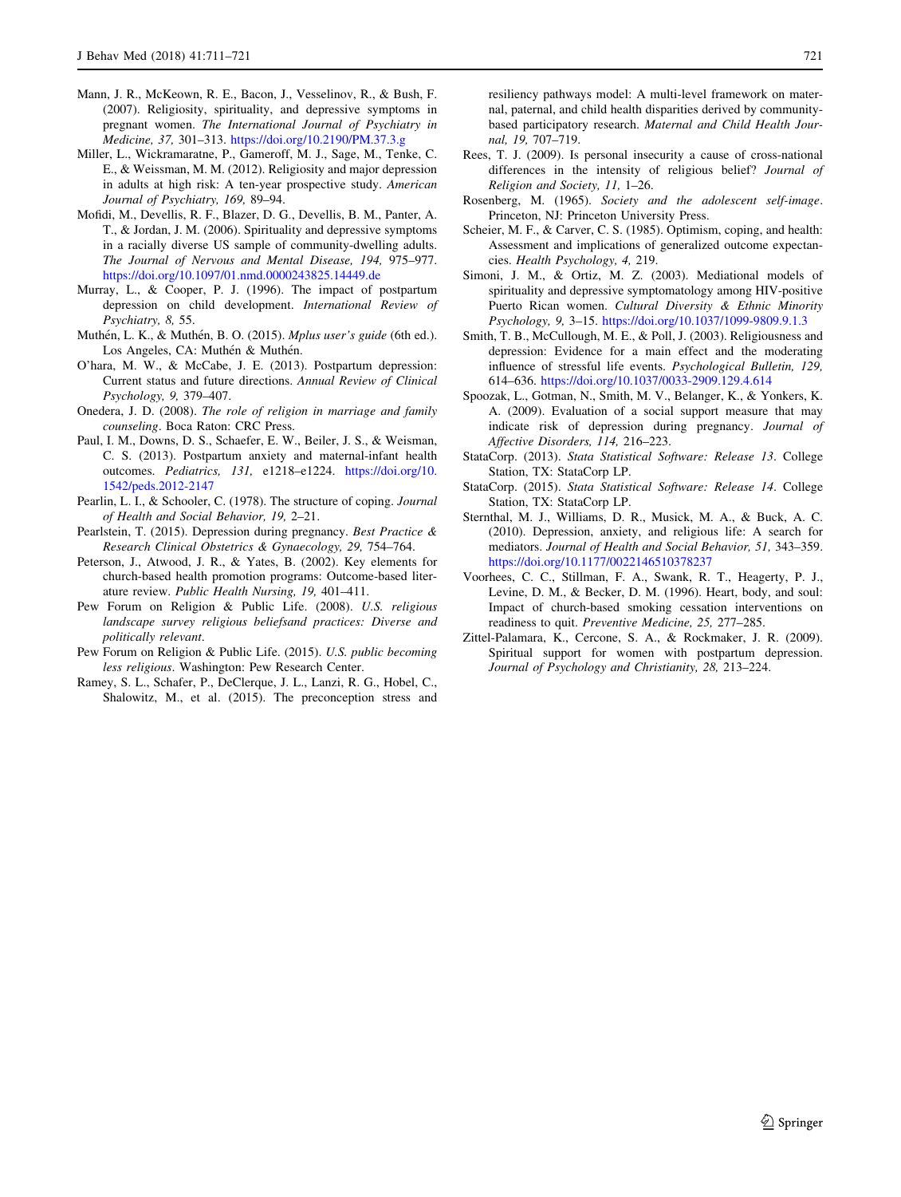Mann, J. R., McKeown, R. E., Bacon, J., Vesselinov, R., & Bush, F. (2007). Religiosity, spirituality, and depressive symptoms in pregnant women. *The International Journal of Psychiatry in Medicine, 37,* 301–313. https://doi.org/10.2190/PM.37.3.g

Miller, L., Wickramaratne, P., Gameroff, M. J., Sage, M., Tenke, C. E., & Weissman, M. M. (2012). Religiosity and major depression in adults at high risk: A ten-year prospective study. *American Journal of Psychiatry, 169,* 89–94.

Mofidi, M., Devellis, R. F., Blazer, D. G., Devellis, B. M., Panter, A. T., & Jordan, J. M. (2006). Spirituality and depressive symptoms in a racially diverse US sample of community-dwelling adults. *The Journal of Nervous and Mental Disease, 194,* 975–977. https://doi.org/10.1097/01.nmd.0000243825.14449.de

Murray, L., & Cooper, P. J. (1996). The impact of postpartum depression on child development. *International Review of Psychiatry, 8,* 55.

Muthén, L. K., & Muthén, B. O. (2015). *Mplus user's guide* (6th ed.). Los Angeles, CA: Muthén & Muthén.

O'hara, M. W., & McCabe, J. E. (2013). Postpartum depression: Current status and future directions. *Annual Review of Clinical Psychology, 9,* 379–407.

Onedera, J. D. (2008). *The role of religion in marriage and family counseling*. Boca Raton: CRC Press.

Paul, I. M., Downs, D. S., Schaefer, E. W., Beiler, J. S., & Weisman, C. S. (2013). Postpartum anxiety and maternal-infant health outcomes. *Pediatrics, 131,* e1218–e1224. https://doi.org/10.1542/peds.2012-2147

Pearlin, L. I., & Schooler, C. (1978). The structure of coping. *Journal of Health and Social Behavior, 19,* 2–21.

Pearlstein, T. (2015). Depression during pregnancy. *Best Practice & Research Clinical Obstetrics & Gynaecology, 29,* 754–764.

Peterson, J., Atwood, J. R., & Yates, B. (2002). Key elements for church-based health promotion programs: Outcome-based literature review. *Public Health Nursing, 19,* 401–411.

Pew Forum on Religion & Public Life. (2008). *U.S. religious landscape survey religious beliefsand practices: Diverse and politically relevant*.

Pew Forum on Religion & Public Life. (2015). *U.S. public becoming less religious*. Washington: Pew Research Center.

Ramey, S. L., Schafer, P., DeClerque, J. L., Lanzi, R. G., Hobel, C., Shalowitz, M., et al. (2015). The preconception stress and resiliency pathways model: A multi-level framework on maternal, paternal, and child health disparities derived by community-based participatory research. *Maternal and Child Health Journal, 19,* 707–719.

Rees, T. J. (2009). Is personal insecurity a cause of cross-national differences in the intensity of religious belief? *Journal of Religion and Society, 11,* 1–26.

Rosenberg, M. (1965). *Society and the adolescent self-image*. Princeton, NJ: Princeton University Press.

Scheier, M. F., & Carver, C. S. (1985). Optimism, coping, and health: Assessment and implications of generalized outcome expectancies. *Health Psychology, 4,* 219.

Simoni, J. M., & Ortiz, M. Z. (2003). Mediational models of spirituality and depressive symptomatology among HIV-positive Puerto Rican women. *Cultural Diversity & Ethnic Minority Psychology, 9,* 3–15. https://doi.org/10.1037/1099-9809.9.1.3

Smith, T. B., McCullough, M. E., & Poll, J. (2003). Religiousness and depression: Evidence for a main effect and the moderating influence of stressful life events. *Psychological Bulletin, 129,* 614–636. https://doi.org/10.1037/0033-2909.129.4.614

Spoozak, L., Gotman, N., Smith, M. V., Belanger, K., & Yonkers, K. A. (2009). Evaluation of a social support measure that may indicate risk of depression during pregnancy. *Journal of Affective Disorders, 114,* 216–223.

StataCorp. (2013). *Stata Statistical Software: Release 13*. College Station, TX: StataCorp LP.

StataCorp. (2015). *Stata Statistical Software: Release 14*. College Station, TX: StataCorp LP.

Sternthal, M. J., Williams, D. R., Musick, M. A., & Buck, A. C. (2010). Depression, anxiety, and religious life: A search for mediators. *Journal of Health and Social Behavior, 51,* 343–359. https://doi.org/10.1177/0022146510378237

Voorhees, C. C., Stillman, F. A., Swank, R. T., Heagerty, P. J., Levine, D. M., & Becker, D. M. (1996). Heart, body, and soul: Impact of church-based smoking cessation interventions on readiness to quit. *Preventive Medicine, 25,* 277–285.

Zittel-Palamara, K., Cercone, S. A., & Rockmaker, J. R. (2009). Spiritual support for women with postpartum depression. *Journal of Psychology and Christianity, 28,* 213–224.